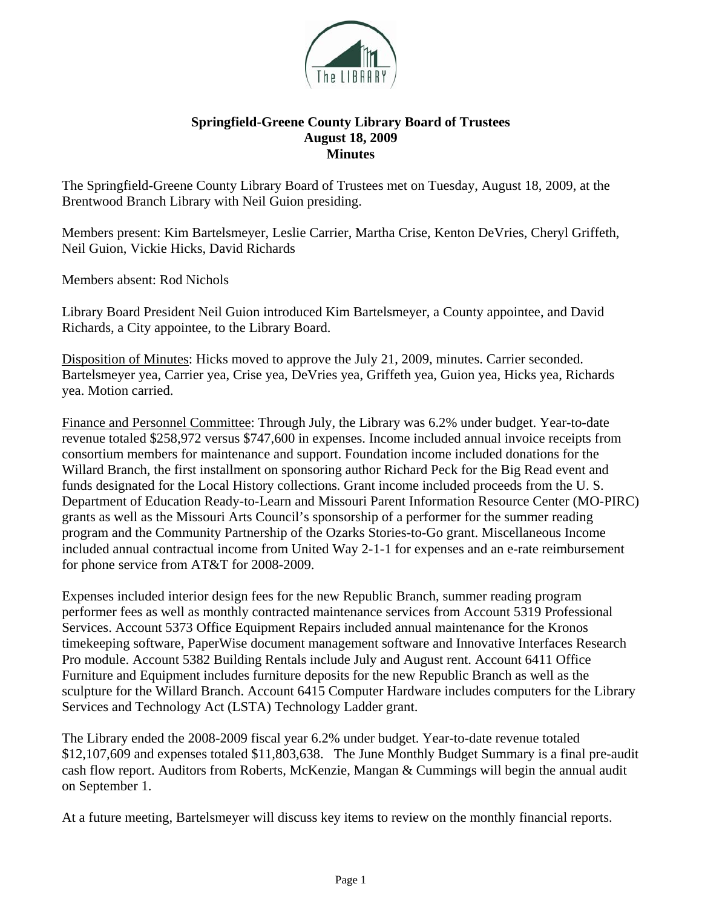**Springfield-Greene County Library Board of Trustees**
**August 18, 2009**
**Minutes**

The Springfield-Greene County Library Board of Trustees met on Tuesday, August 18, 2009, at the Brentwood Branch Library with Neil Guion presiding.

Members present: Kim Bartelsmeyer, Leslie Carrier, Martha Crise, Kenton DeVries, Cheryl Griffeth, Neil Guion, Vickie Hicks, David Richards

Members absent: Rod Nichols

Library Board President Neil Guion introduced Kim Bartelsmeyer, a County appointee, and David Richards, a City appointee, to the Library Board.

Disposition of Minutes: Hicks moved to approve the July 21, 2009, minutes. Carrier seconded. Bartelsmeyer yea, Carrier yea, Crise yea, DeVries yea, Griffeth yea, Guion yea, Hicks yea, Richards yea. Motion carried.

Finance and Personnel Committee: Through July, the Library was 6.2% under budget. Year-to-date revenue totaled $258,972 versus $747,600 in expenses. Income included annual invoice receipts from consortium members for maintenance and support. Foundation income included donations for the Willard Branch, the first installment on sponsoring author Richard Peck for the Big Read event and funds designated for the Local History collections. Grant income included proceeds from the U. S. Department of Education Ready-to-Learn and Missouri Parent Information Resource Center (MO-PIRC) grants as well as the Missouri Arts Council's sponsorship of a performer for the summer reading program and the Community Partnership of the Ozarks Stories-to-Go grant. Miscellaneous Income included annual contractual income from United Way 2-1-1 for expenses and an e-rate reimbursement for phone service from AT&T for 2008-2009.

Expenses included interior design fees for the new Republic Branch, summer reading program performer fees as well as monthly contracted maintenance services from Account 5319 Professional Services. Account 5373 Office Equipment Repairs included annual maintenance for the Kronos timekeeping software, PaperWise document management software and Innovative Interfaces Research Pro module. Account 5382 Building Rentals include July and August rent. Account 6411 Office Furniture and Equipment includes furniture deposits for the new Republic Branch as well as the sculpture for the Willard Branch. Account 6415 Computer Hardware includes computers for the Library Services and Technology Act (LSTA) Technology Ladder grant.

The Library ended the 2008-2009 fiscal year 6.2% under budget. Year-to-date revenue totaled $12,107,609 and expenses totaled $11,803,638. The June Monthly Budget Summary is a final pre-audit cash flow report. Auditors from Roberts, McKenzie, Mangan & Cummings will begin the annual audit on September 1.

At a future meeting, Bartelsmeyer will discuss key items to review on the monthly financial reports.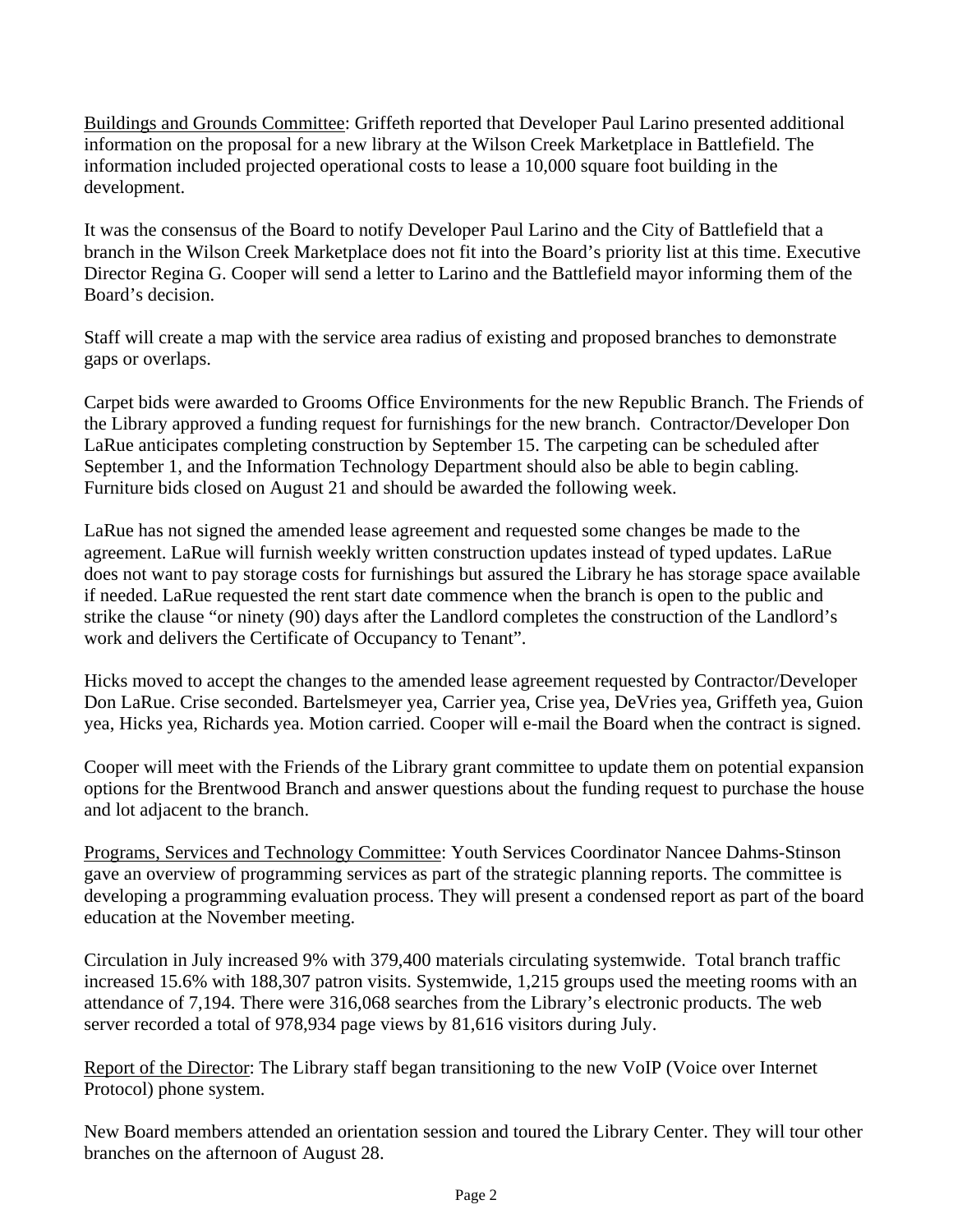Buildings and Grounds Committee: Griffeth reported that Developer Paul Larino presented additional information on the proposal for a new library at the Wilson Creek Marketplace in Battlefield. The information included projected operational costs to lease a 10,000 square foot building in the development.

It was the consensus of the Board to notify Developer Paul Larino and the City of Battlefield that a branch in the Wilson Creek Marketplace does not fit into the Board's priority list at this time. Executive Director Regina G. Cooper will send a letter to Larino and the Battlefield mayor informing them of the Board's decision.

Staff will create a map with the service area radius of existing and proposed branches to demonstrate gaps or overlaps.

Carpet bids were awarded to Grooms Office Environments for the new Republic Branch. The Friends of the Library approved a funding request for furnishings for the new branch. Contractor/Developer Don LaRue anticipates completing construction by September 15. The carpeting can be scheduled after September 1, and the Information Technology Department should also be able to begin cabling. Furniture bids closed on August 21 and should be awarded the following week.

LaRue has not signed the amended lease agreement and requested some changes be made to the agreement. LaRue will furnish weekly written construction updates instead of typed updates. LaRue does not want to pay storage costs for furnishings but assured the Library he has storage space available if needed. LaRue requested the rent start date commence when the branch is open to the public and strike the clause "or ninety (90) days after the Landlord completes the construction of the Landlord's work and delivers the Certificate of Occupancy to Tenant".

Hicks moved to accept the changes to the amended lease agreement requested by Contractor/Developer Don LaRue. Crise seconded. Bartelsmeyer yea, Carrier yea, Crise yea, DeVries yea, Griffeth yea, Guion yea, Hicks yea, Richards yea. Motion carried. Cooper will e-mail the Board when the contract is signed.

Cooper will meet with the Friends of the Library grant committee to update them on potential expansion options for the Brentwood Branch and answer questions about the funding request to purchase the house and lot adjacent to the branch.

Programs, Services and Technology Committee: Youth Services Coordinator Nancee Dahms-Stinson gave an overview of programming services as part of the strategic planning reports. The committee is developing a programming evaluation process. They will present a condensed report as part of the board education at the November meeting.

Circulation in July increased 9% with 379,400 materials circulating systemwide. Total branch traffic increased 15.6% with 188,307 patron visits. Systemwide, 1,215 groups used the meeting rooms with an attendance of 7,194. There were 316,068 searches from the Library's electronic products. The web server recorded a total of 978,934 page views by 81,616 visitors during July.

Report of the Director: The Library staff began transitioning to the new VoIP (Voice over Internet Protocol) phone system.

New Board members attended an orientation session and toured the Library Center. They will tour other branches on the afternoon of August 28.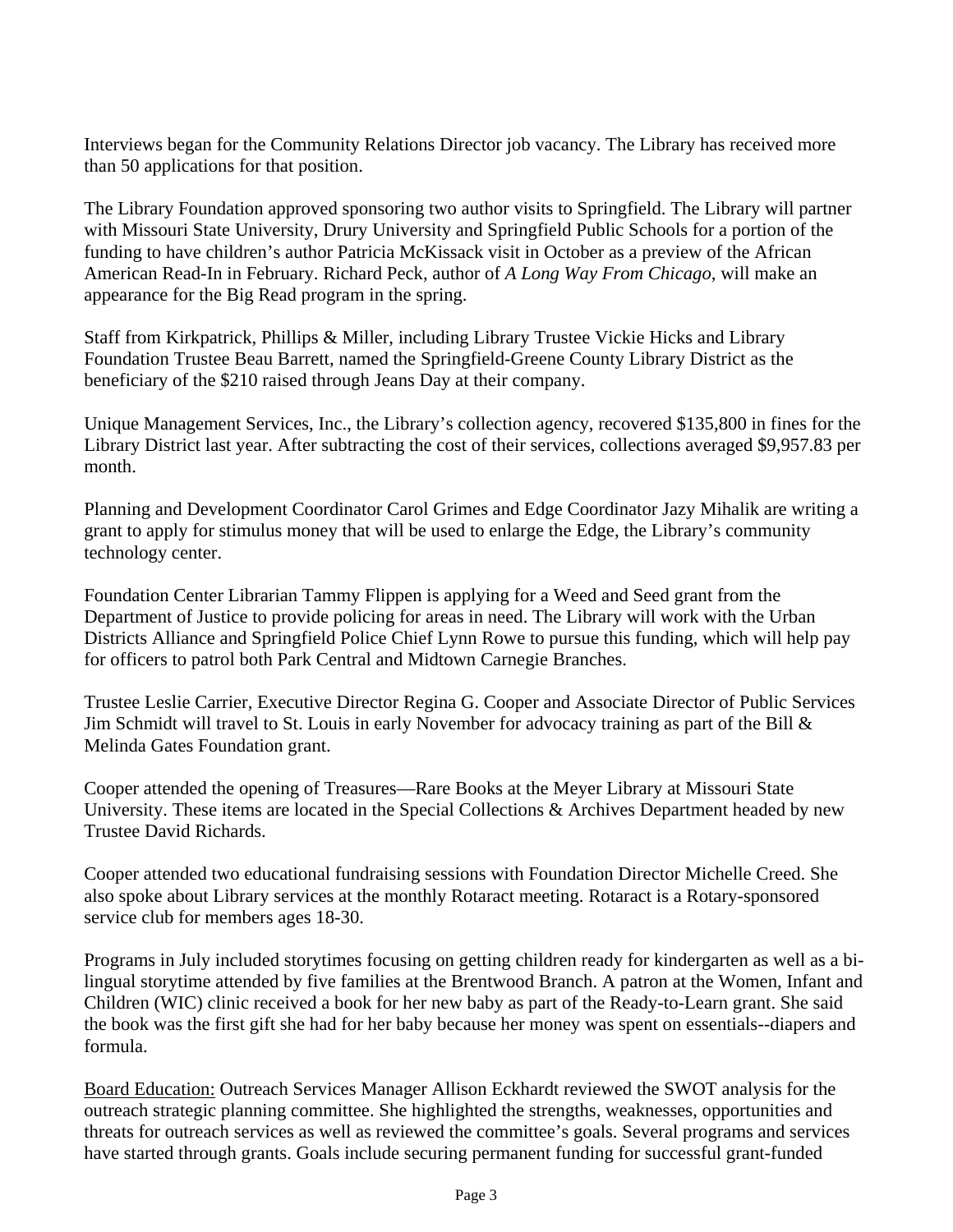Interviews began for the Community Relations Director job vacancy. The Library has received more than 50 applications for that position.

The Library Foundation approved sponsoring two author visits to Springfield. The Library will partner with Missouri State University, Drury University and Springfield Public Schools for a portion of the funding to have children's author Patricia McKissack visit in October as a preview of the African American Read-In in February. Richard Peck, author of *A Long Way From Chicago*, will make an appearance for the Big Read program in the spring.

Staff from Kirkpatrick, Phillips & Miller, including Library Trustee Vickie Hicks and Library Foundation Trustee Beau Barrett, named the Springfield-Greene County Library District as the beneficiary of the $210 raised through Jeans Day at their company.

Unique Management Services, Inc., the Library's collection agency, recovered $135,800 in fines for the Library District last year. After subtracting the cost of their services, collections averaged $9,957.83 per month.

Planning and Development Coordinator Carol Grimes and Edge Coordinator Jazy Mihalik are writing a grant to apply for stimulus money that will be used to enlarge the Edge, the Library's community technology center.

Foundation Center Librarian Tammy Flippen is applying for a Weed and Seed grant from the Department of Justice to provide policing for areas in need. The Library will work with the Urban Districts Alliance and Springfield Police Chief Lynn Rowe to pursue this funding, which will help pay for officers to patrol both Park Central and Midtown Carnegie Branches.

Trustee Leslie Carrier, Executive Director Regina G. Cooper and Associate Director of Public Services Jim Schmidt will travel to St. Louis in early November for advocacy training as part of the Bill & Melinda Gates Foundation grant.

Cooper attended the opening of Treasures—Rare Books at the Meyer Library at Missouri State University. These items are located in the Special Collections & Archives Department headed by new Trustee David Richards.

Cooper attended two educational fundraising sessions with Foundation Director Michelle Creed. She also spoke about Library services at the monthly Rotaract meeting. Rotaract is a Rotary-sponsored service club for members ages 18-30.

Programs in July included storytimes focusing on getting children ready for kindergarten as well as a bi-lingual storytime attended by five families at the Brentwood Branch. A patron at the Women, Infant and Children (WIC) clinic received a book for her new baby as part of the Ready-to-Learn grant. She said the book was the first gift she had for her baby because her money was spent on essentials--diapers and formula.

<u>Board Education:</u> Outreach Services Manager Allison Eckhardt reviewed the SWOT analysis for the outreach strategic planning committee. She highlighted the strengths, weaknesses, opportunities and threats for outreach services as well as reviewed the committee's goals. Several programs and services have started through grants. Goals include securing permanent funding for successful grant-funded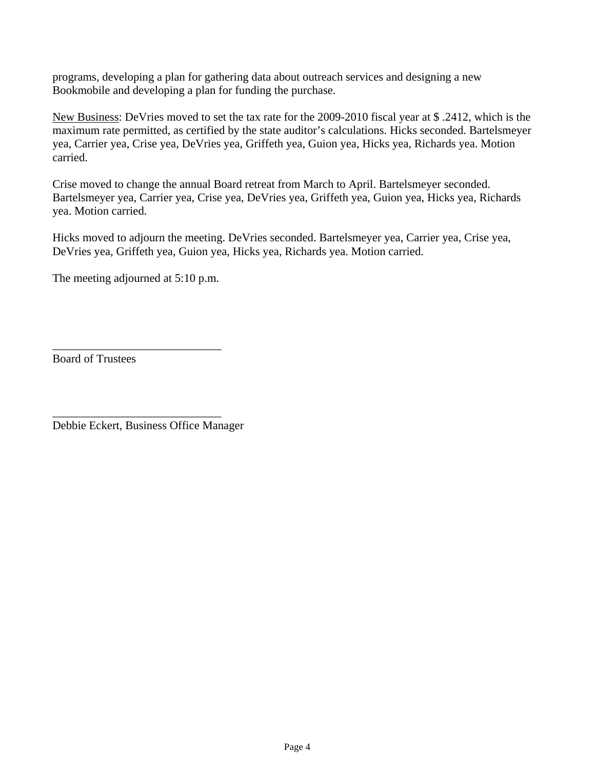programs, developing a plan for gathering data about outreach services and designing a new Bookmobile and developing a plan for funding the purchase.

<u>New Business</u>: DeVries moved to set the tax rate for the 2009-2010 fiscal year at $ .2412, which is the maximum rate permitted, as certified by the state auditor's calculations. Hicks seconded. Bartelsmeyer yea, Carrier yea, Crise yea, DeVries yea, Griffeth yea, Guion yea, Hicks yea, Richards yea. Motion carried.

Crise moved to change the annual Board retreat from March to April. Bartelsmeyer seconded. Bartelsmeyer yea, Carrier yea, Crise yea, DeVries yea, Griffeth yea, Guion yea, Hicks yea, Richards yea. Motion carried.

Hicks moved to adjourn the meeting. DeVries seconded. Bartelsmeyer yea, Carrier yea, Crise yea, DeVries yea, Griffeth yea, Guion yea, Hicks yea, Richards yea. Motion carried.

The meeting adjourned at 5:10 p.m.

_____________________________
Board of Trustees

_____________________________
Debbie Eckert, Business Office Manager